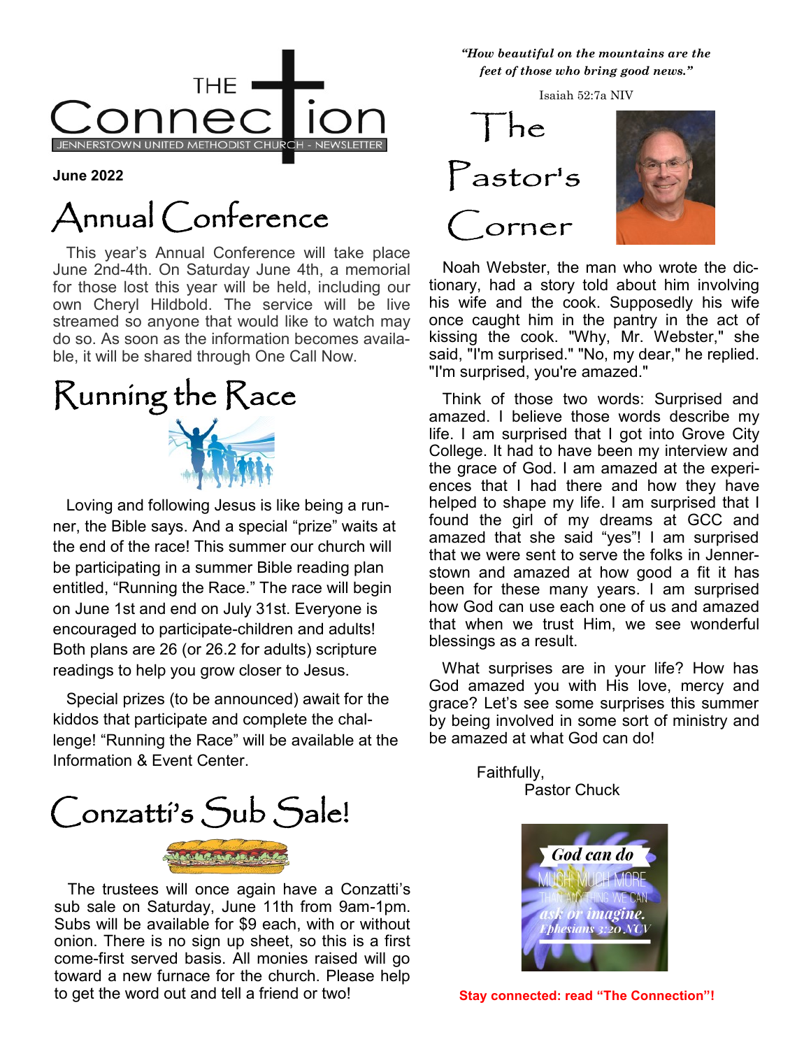# THE Connection

JENNERSTOWN UNITED METHODIST CHURCH - NEWSLETTER

**June 2022**

## Annual Conference

This year's Annual Conference will take place June 2nd-4th. On Saturday June 4th, a memorial for those lost this year will be held, including our own Cheryl Hildbold. The service will be live streamed so anyone that would like to watch may do so. As soon as the information becomes available, it will be shared through One Call Now.

## Running the Race

Loving and following Jesus is like being a runner, the Bible says. And a special "prize" waits at the end of the race! This summer our church will be participating in a summer Bible reading plan entitled, "Running the Race." The race will begin on June 1st and end on July 31st. Everyone is encouraged to participate-children and adults! Both plans are 26 (or 26.2 for adults) scripture readings to help you grow closer to Jesus.

Special prizes (to be announced) await for the kiddos that participate and complete the challenge! "Running the Race" will be available at the Information & Event Center.

## Conzatti's Sub Sale!

The trustees will once again have a Conzatti's sub sale on Saturday, June 11th from 9am-1pm. Subs will be available for $9 each, with or without onion. There is no sign up sheet, so this is a first come-first served basis. All monies raised will go toward a new furnace for the church. Please help to get the word out and tell a friend or two!

*"How beautiful on the mountains are the feet of those who bring good news."*

Isaiah 52:7a NIV

## The Pastor's Corner

Noah Webster, the man who wrote the dictionary, had a story told about him involving his wife and the cook. Supposedly his wife once caught him in the pantry in the act of kissing the cook. "Why, Mr. Webster," she said, "I'm surprised." "No, my dear," he replied. "I'm surprised, you're amazed."

Think of those two words: Surprised and amazed. I believe those words describe my life. I am surprised that I got into Grove City College. It had to have been my interview and the grace of God. I am amazed at the experiences that I had there and how they have helped to shape my life. I am surprised that I found the girl of my dreams at GCC and amazed that she said "yes"! I am surprised that we were sent to serve the folks in Jennerstown and amazed at how good a fit it has been for these many years. I am surprised how God can use each one of us and amazed that when we trust Him, we see wonderful blessings as a result.

What surprises are in your life? How has God amazed you with His love, mercy and grace? Let's see some surprises this summer by being involved in some sort of ministry and be amazed at what God can do!

Faithfully,
Pastor Chuck

*God can do* MUCH, MUCH MORE THAN ANYTHING WE CAN *ask or imagine.* *Ephesians 3:20 NCV*

**Stay connected: read "The Connection"!**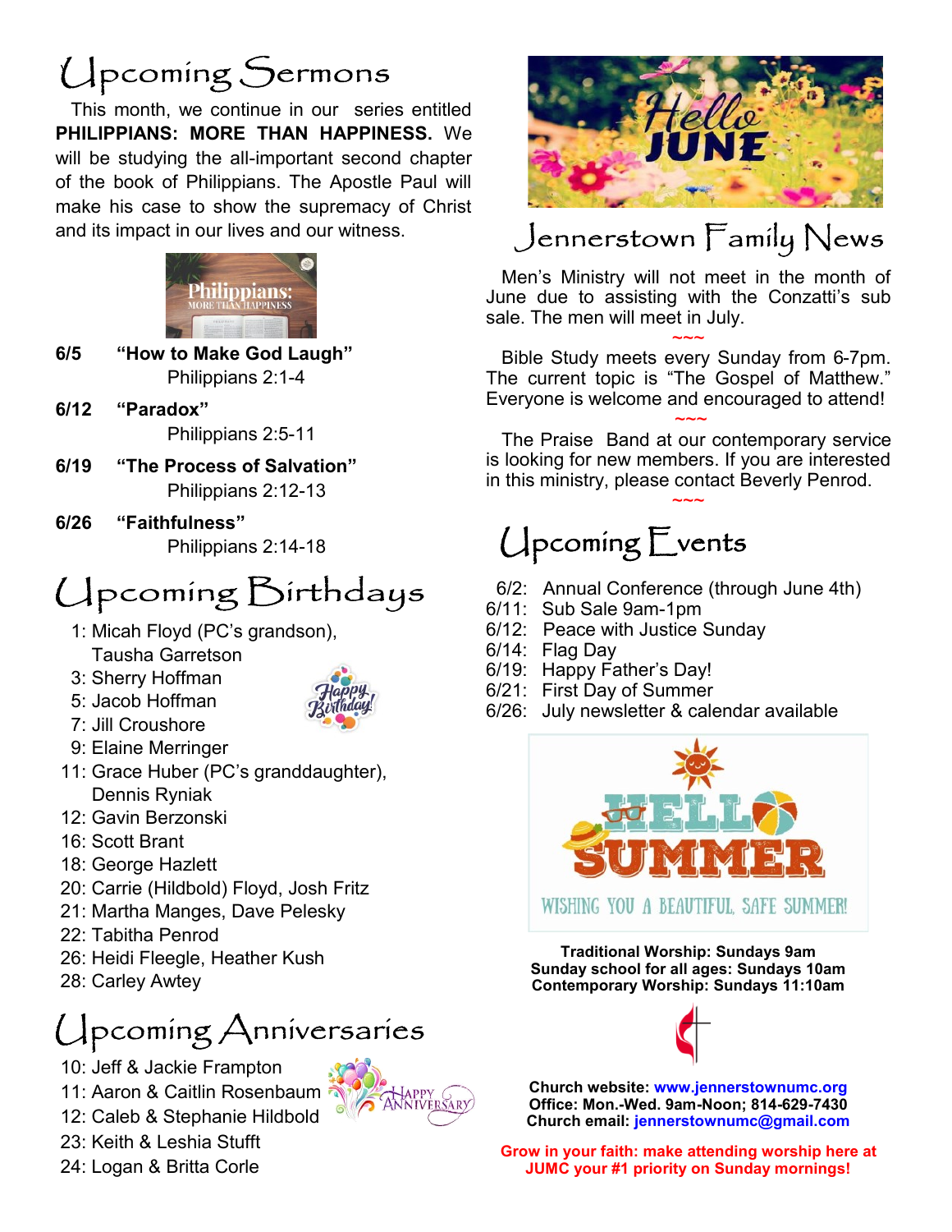# Upcoming Sermons

This month, we continue in our series entitled **PHILIPPIANS: MORE THAN HAPPINESS.** We will be studying the all-important second chapter of the book of Philippians. The Apostle Paul will make his case to show the supremacy of Christ and its impact in our lives and our witness.

**6/5** **"How to Make God Laugh"**
Philippians 2:1-4

**6/12** **"Paradox"**
Philippians 2:5-11

**6/19** **"The Process of Salvation"**
Philippians 2:12-13

**6/26** **"Faithfulness"**
Philippians 2:14-18

# Upcoming Birthdays

1: Micah Floyd (PC's grandson), Tausha Garretson
3: Sherry Hoffman
5: Jacob Hoffman
7: Jill Croushore
9: Elaine Merringer
11: Grace Huber (PC's granddaughter), Dennis Ryniak
12: Gavin Berzonski
16: Scott Brant
18: George Hazlett
20: Carrie (Hildbold) Floyd, Josh Fritz
21: Martha Manges, Dave Pelesky
22: Tabitha Penrod
26: Heidi Fleegle, Heather Kush
28: Carley Awtey

# Upcoming Anniversaries

10: Jeff & Jackie Frampton
11: Aaron & Caitlin Rosenbaum
12: Caleb & Stephanie Hildbold
23: Keith & Leshia Stufft
24: Logan & Britta Corle

# Jennerstown Family News

Men's Ministry will not meet in the month of June due to assisting with the Conzatti's sub sale. The men will meet in July.

~~~

Bible Study meets every Sunday from 6-7pm. The current topic is "The Gospel of Matthew." Everyone is welcome and encouraged to attend!

~~~

The Praise Band at our contemporary service is looking for new members. If you are interested in this ministry, please contact Beverly Penrod.

~~~

# Upcoming Events

6/2: Annual Conference (through June 4th)
6/11: Sub Sale 9am-1pm
6/12: Peace with Justice Sunday
6/14: Flag Day
6/19: Happy Father's Day!
6/21: First Day of Summer
6/26: July newsletter & calendar available

**Traditional Worship: Sundays 9am**
**Sunday school for all ages: Sundays 10am**
**Contemporary Worship: Sundays 11:10am**

**Church website: www.jennerstownumc.org**
**Office: Mon.-Wed. 9am-Noon; 814-629-7430**
**Church email: jennerstownumc@gmail.com**

**Grow in your faith: make attending worship here at JUMC your #1 priority on Sunday mornings!**